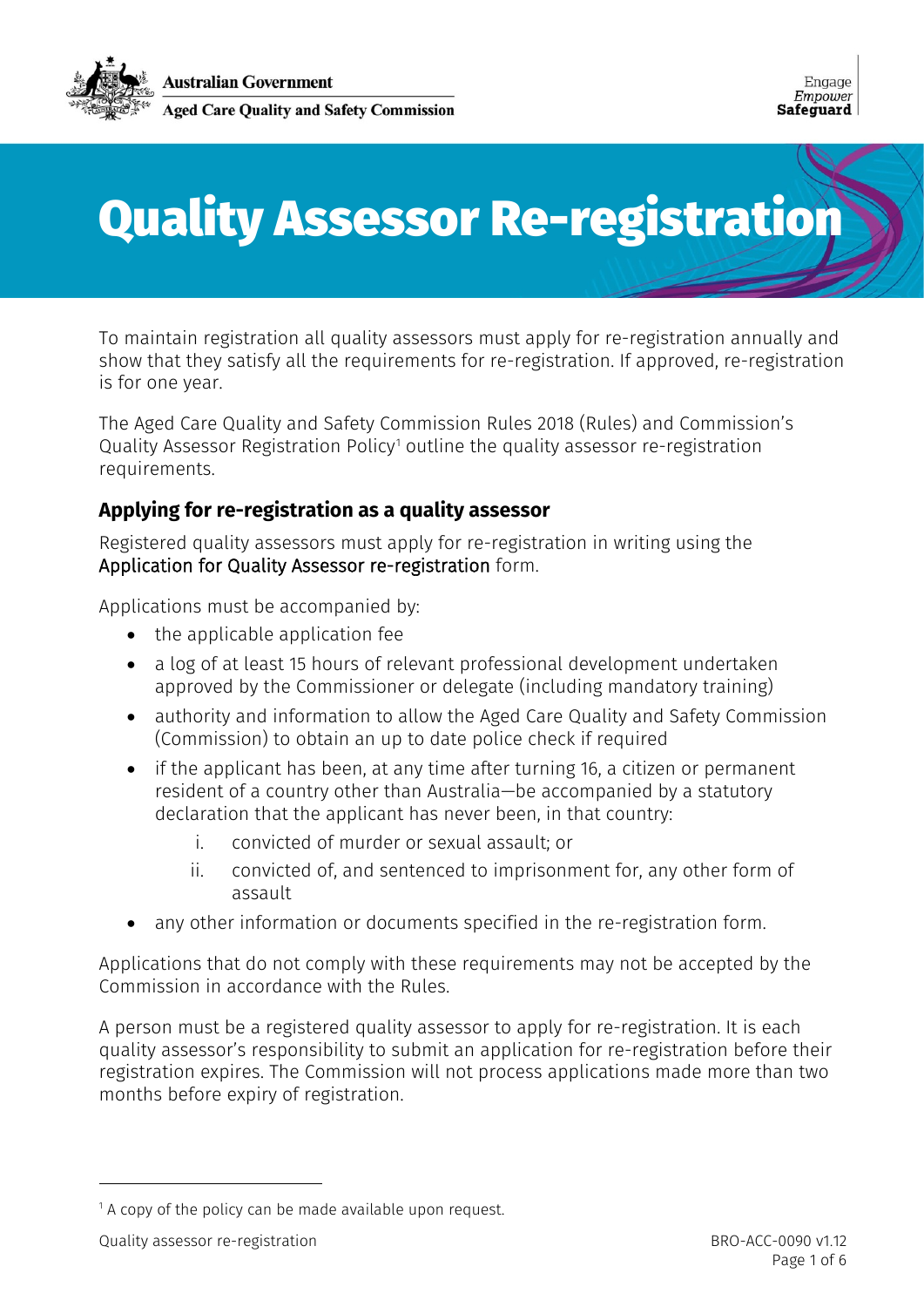Australian Government

Aged Care Quality and Safety Commission

Engage
Empower
Safeguard

# Quality Assessor Re-registration

To maintain registration all quality assessors must apply for re-registration annually and show that they satisfy all the requirements for re-registration. If approved, re-registration is for one year.

The Aged Care Quality and Safety Commission Rules 2018 (Rules) and Commission's Quality Assessor Registration Policy[1] outline the quality assessor re-registration requirements.

## Applying for re-registration as a quality assessor

Registered quality assessors must apply for re-registration in writing using the Application for Quality Assessor re-registration form.

Applications must be accompanied by:

- the applicable application fee
- a log of at least 15 hours of relevant professional development undertaken approved by the Commissioner or delegate (including mandatory training)
- authority and information to allow the Aged Care Quality and Safety Commission (Commission) to obtain an up to date police check if required
- if the applicant has been, at any time after turning 16, a citizen or permanent resident of a country other than Australia—be accompanied by a statutory declaration that the applicant has never been, in that country:
    i. convicted of murder or sexual assault; or
    ii. convicted of, and sentenced to imprisonment for, any other form of assault
- any other information or documents specified in the re-registration form.

Applications that do not comply with these requirements may not be accepted by the Commission in accordance with the Rules.

A person must be a registered quality assessor to apply for re-registration. It is each quality assessor's responsibility to submit an application for re-registration before their registration expires. The Commission will not process applications made more than two months before expiry of registration.

[1] A copy of the policy can be made available upon request.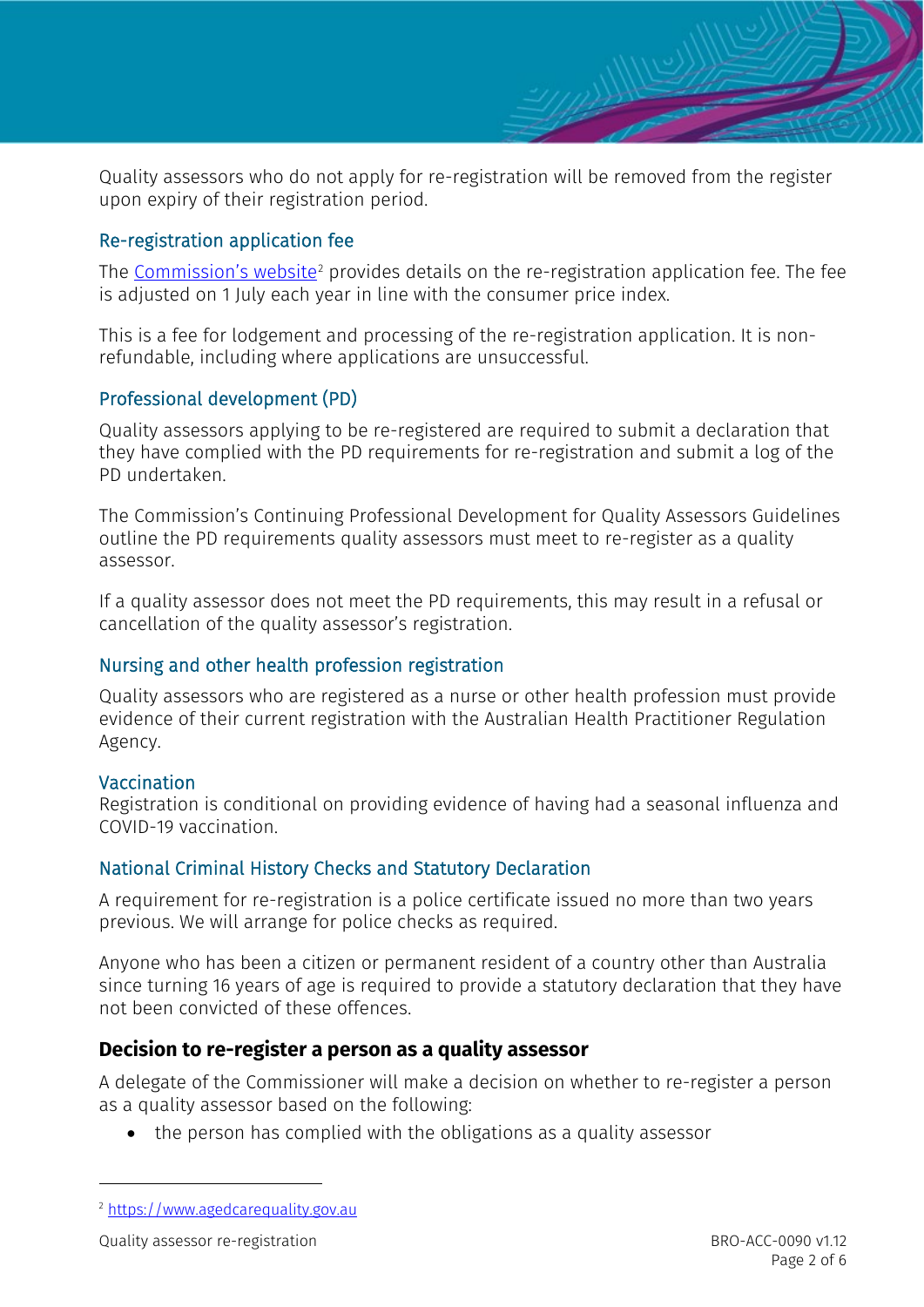Quality assessors who do not apply for re-registration will be removed from the register upon expiry of their registration period.

### Re-registration application fee

The [Commission's website](https://www.agedcarequality.gov.au)[2] provides details on the re-registration application fee. The fee is adjusted on 1 July each year in line with the consumer price index.

This is a fee for lodgement and processing of the re-registration application. It is non-refundable, including where applications are unsuccessful.

### Professional development (PD)

Quality assessors applying to be re-registered are required to submit a declaration that they have complied with the PD requirements for re-registration and submit a log of the PD undertaken.

The Commission's Continuing Professional Development for Quality Assessors Guidelines outline the PD requirements quality assessors must meet to re-register as a quality assessor.

If a quality assessor does not meet the PD requirements, this may result in a refusal or cancellation of the quality assessor's registration.

### Nursing and other health profession registration

Quality assessors who are registered as a nurse or other health profession must provide evidence of their current registration with the Australian Health Practitioner Regulation Agency.

### Vaccination

Registration is conditional on providing evidence of having had a seasonal influenza and COVID-19 vaccination.

### National Criminal History Checks and Statutory Declaration

A requirement for re-registration is a police certificate issued no more than two years previous. We will arrange for police checks as required.

Anyone who has been a citizen or permanent resident of a country other than Australia since turning 16 years of age is required to provide a statutory declaration that they have not been convicted of these offences.

## Decision to re-register a person as a quality assessor

A delegate of the Commissioner will make a decision on whether to re-register a person as a quality assessor based on the following:

- the person has complied with the obligations as a quality assessor

---

[2] https://www.agedcarequality.gov.au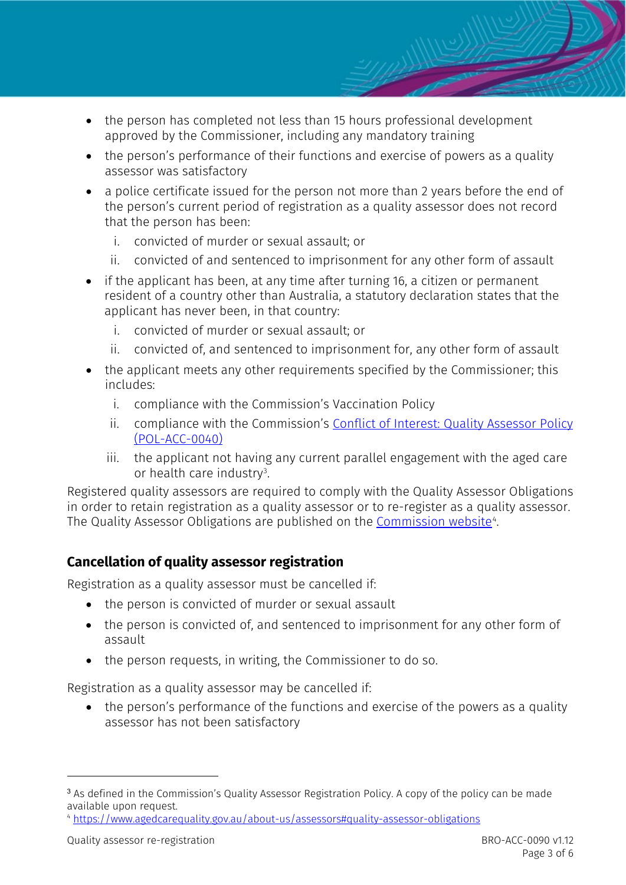- the person has completed not less than 15 hours professional development approved by the Commissioner, including any mandatory training
- the person's performance of their functions and exercise of powers as a quality assessor was satisfactory
- a police certificate issued for the person not more than 2 years before the end of the person's current period of registration as a quality assessor does not record that the person has been:
  i. convicted of murder or sexual assault; or
  ii. convicted of and sentenced to imprisonment for any other form of assault
- if the applicant has been, at any time after turning 16, a citizen or permanent resident of a country other than Australia, a statutory declaration states that the applicant has never been, in that country:
  i. convicted of murder or sexual assault; or
  ii. convicted of, and sentenced to imprisonment for, any other form of assault
- the applicant meets any other requirements specified by the Commissioner; this includes:
  i. compliance with the Commission's Vaccination Policy
  ii. compliance with the Commission's [Conflict of Interest: Quality Assessor Policy (POL-ACC-0040)]
  iii. the applicant not having any current parallel engagement with the aged care or health care industry[3].

Registered quality assessors are required to comply with the Quality Assessor Obligations in order to retain registration as a quality assessor or to re-register as a quality assessor. The Quality Assessor Obligations are published on the [Commission website][4].

## Cancellation of quality assessor registration

Registration as a quality assessor must be cancelled if:

- the person is convicted of murder or sexual assault
- the person is convicted of, and sentenced to imprisonment for any other form of assault
- the person requests, in writing, the Commissioner to do so.

Registration as a quality assessor may be cancelled if:

- the person's performance of the functions and exercise of the powers as a quality assessor has not been satisfactory

---

[3] As defined in the Commission's Quality Assessor Registration Policy. A copy of the policy can be made available upon request.

[4] https://www.agedcarequality.gov.au/about-us/assessors#quality-assessor-obligations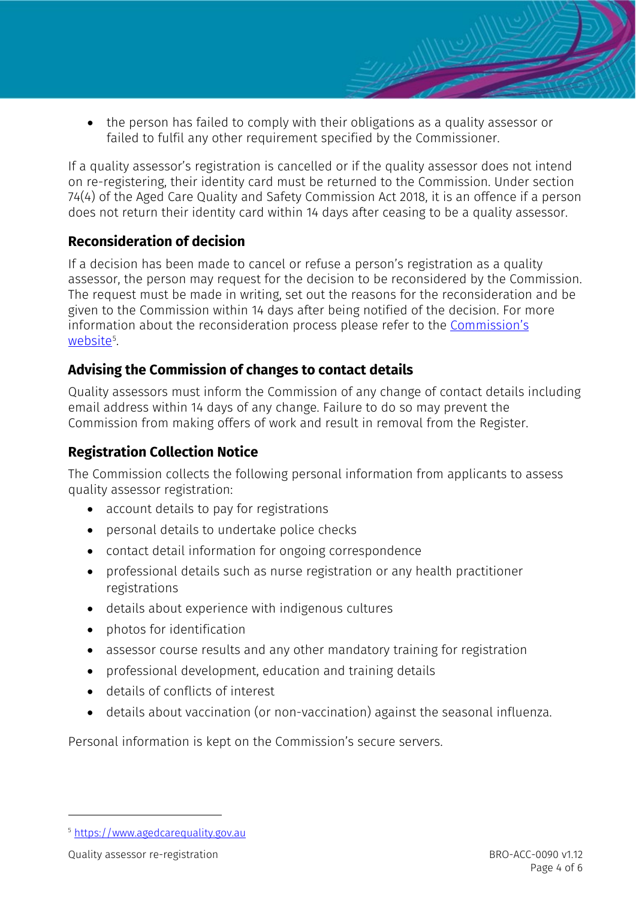- the person has failed to comply with their obligations as a quality assessor or failed to fulfil any other requirement specified by the Commissioner.

If a quality assessor's registration is cancelled or if the quality assessor does not intend on re-registering, their identity card must be returned to the Commission. Under section 74(4) of the Aged Care Quality and Safety Commission Act 2018, it is an offence if a person does not return their identity card within 14 days after ceasing to be a quality assessor.

## Reconsideration of decision

If a decision has been made to cancel or refuse a person's registration as a quality assessor, the person may request for the decision to be reconsidered by the Commission. The request must be made in writing, set out the reasons for the reconsideration and be given to the Commission within 14 days after being notified of the decision. For more information about the reconsideration process please refer to the Commission's website[5].

## Advising the Commission of changes to contact details

Quality assessors must inform the Commission of any change of contact details including email address within 14 days of any change. Failure to do so may prevent the Commission from making offers of work and result in removal from the Register.

## Registration Collection Notice

The Commission collects the following personal information from applicants to assess quality assessor registration:

- account details to pay for registrations
- personal details to undertake police checks
- contact detail information for ongoing correspondence
- professional details such as nurse registration or any health practitioner registrations
- details about experience with indigenous cultures
- photos for identification
- assessor course results and any other mandatory training for registration
- professional development, education and training details
- details of conflicts of interest
- details about vaccination (or non-vaccination) against the seasonal influenza.

Personal information is kept on the Commission's secure servers.

---

[5] https://www.agedcarequality.gov.au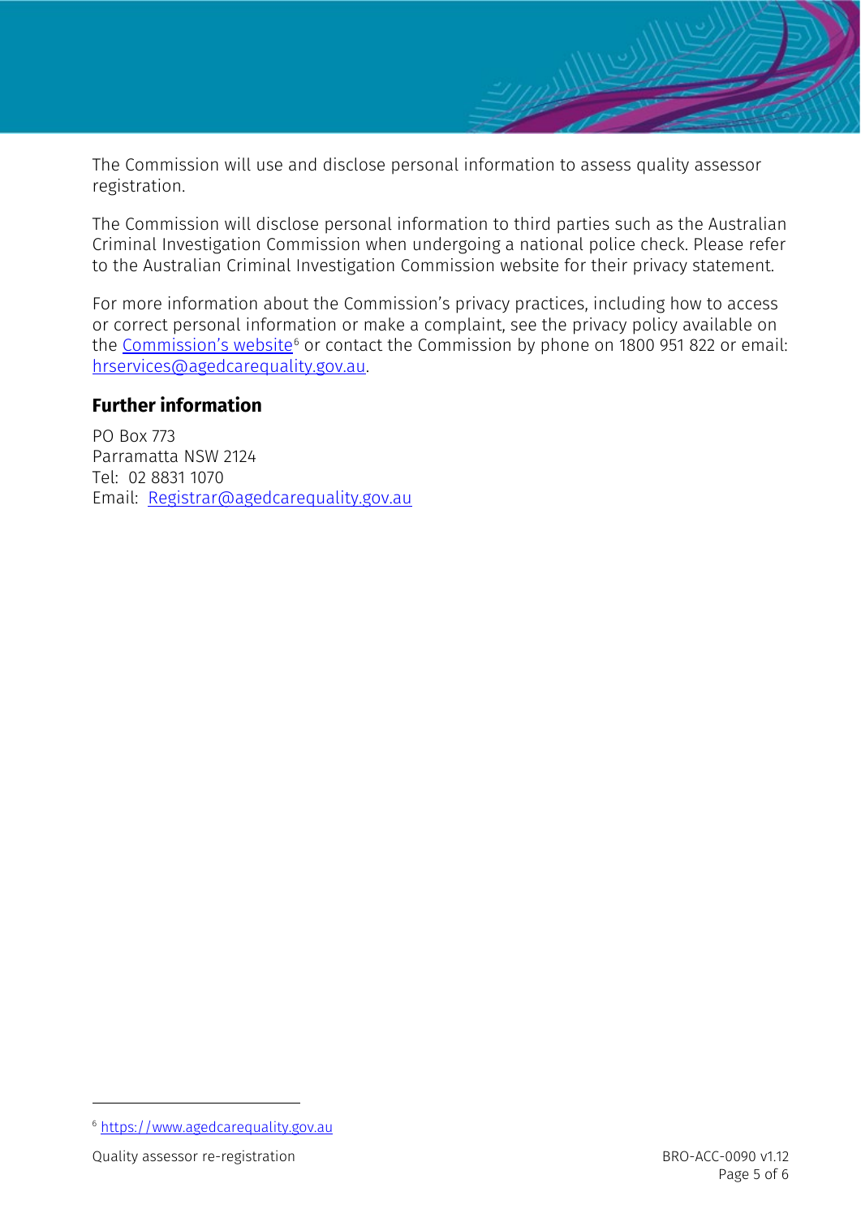The Commission will use and disclose personal information to assess quality assessor registration.

The Commission will disclose personal information to third parties such as the Australian Criminal Investigation Commission when undergoing a national police check. Please refer to the Australian Criminal Investigation Commission website for their privacy statement.

For more information about the Commission's privacy practices, including how to access or correct personal information or make a complaint, see the privacy policy available on the [Commission's website](https://www.agedcarequality.gov.au)[6] or contact the Commission by phone on 1800 951 822 or email: hrservices@agedcarequality.gov.au.

## Further information

PO Box 773
Parramatta NSW 2124
Tel: 02 8831 1070
Email: Registrar@agedcarequality.gov.au

[6] https://www.agedcarequality.gov.au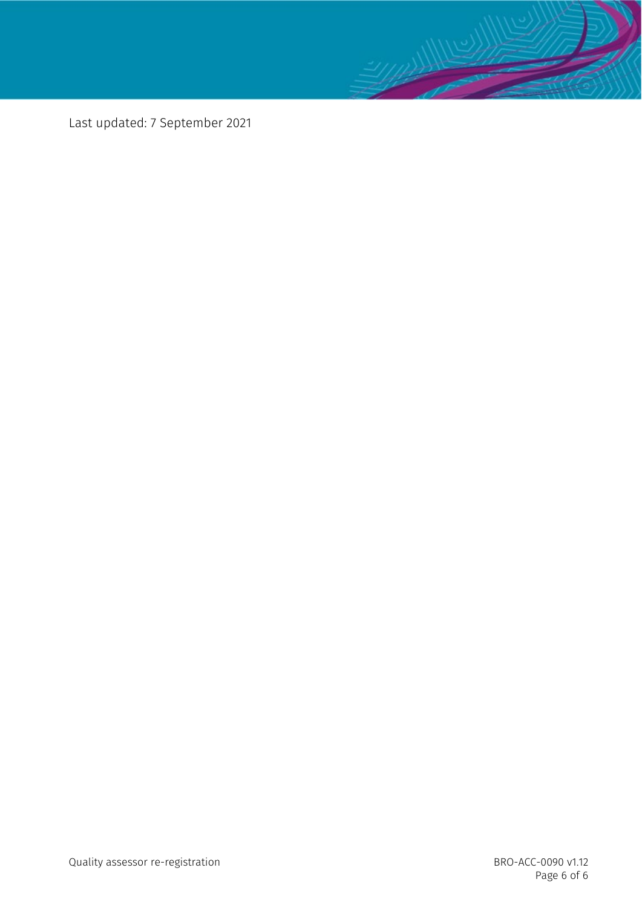Last updated: 7 September 2021